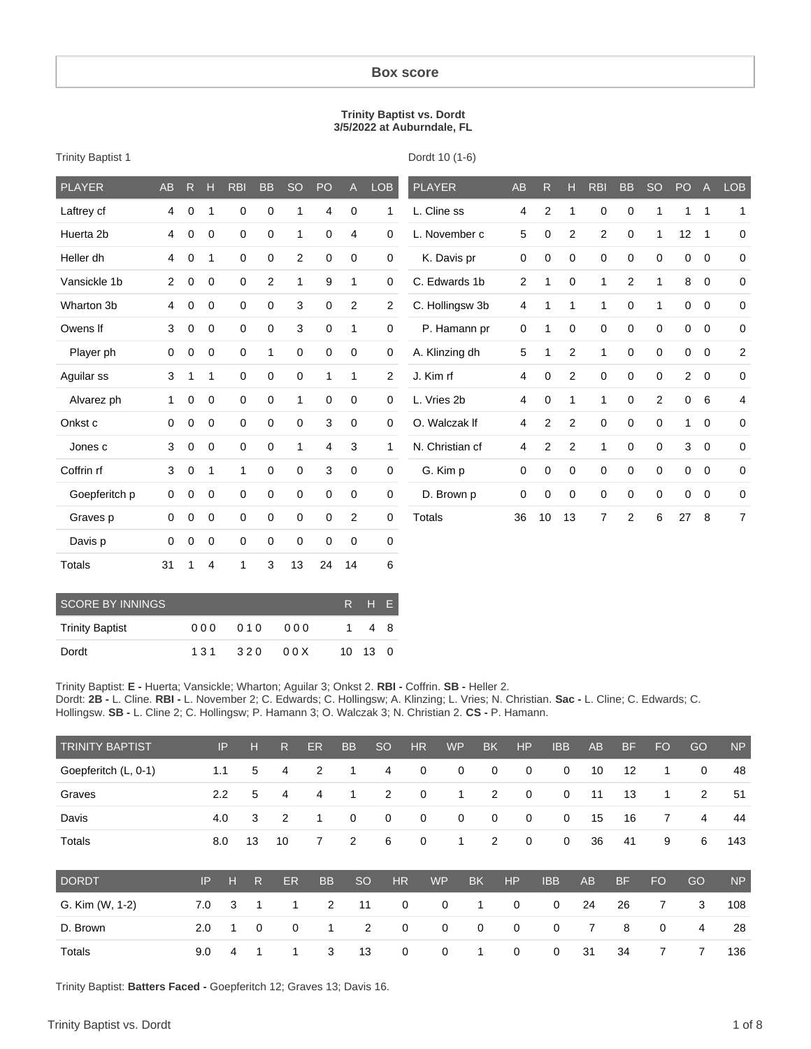# Box score

**Trinity Baptist vs. Dordt**
**3/5/2022 at Auburndale, FL**

Trinity Baptist 1

| PLAYER | AB | R | H | RBI | BB | SO | PO | A | LOB |
|---|---|---|---|---|---|---|---|---|---|
| Laftrey cf | 4 | 0 | 1 | 0 | 0 | 1 | 4 | 0 | 1 |
| Huerta 2b | 4 | 0 | 0 | 0 | 0 | 1 | 0 | 4 | 0 |
| Heller dh | 4 | 0 | 1 | 0 | 0 | 2 | 0 | 0 | 0 |
| Vansickle 1b | 2 | 0 | 0 | 0 | 2 | 1 | 9 | 1 | 0 |
| Wharton 3b | 4 | 0 | 0 | 0 | 0 | 3 | 0 | 2 | 2 |
| Owens lf | 3 | 0 | 0 | 0 | 0 | 3 | 0 | 1 | 0 |
| Player ph | 0 | 0 | 0 | 0 | 1 | 0 | 0 | 0 | 0 |
| Aguilar ss | 3 | 1 | 1 | 0 | 0 | 0 | 1 | 1 | 2 |
| Alvarez ph | 1 | 0 | 0 | 0 | 0 | 1 | 0 | 0 | 0 |
| Onkst c | 0 | 0 | 0 | 0 | 0 | 0 | 3 | 0 | 0 |
| Jones c | 3 | 0 | 0 | 0 | 0 | 1 | 4 | 3 | 1 |
| Coffrin rf | 3 | 0 | 1 | 1 | 0 | 0 | 3 | 0 | 0 |
| Goepferitch p | 0 | 0 | 0 | 0 | 0 | 0 | 0 | 0 | 0 |
| Graves p | 0 | 0 | 0 | 0 | 0 | 0 | 0 | 2 | 0 |
| Davis p | 0 | 0 | 0 | 0 | 0 | 0 | 0 | 0 | 0 |
| Totals | 31 | 1 | 4 | 1 | 3 | 13 | 24 | 14 | 6 |

Dordt 10 (1-6)

| PLAYER | AB | R | H | RBI | BB | SO | PO | A | LOB |
|---|---|---|---|---|---|---|---|---|---|
| L. Cline ss | 4 | 2 | 1 | 0 | 0 | 1 | 1 | 1 | 1 |
| L. November c | 5 | 0 | 2 | 2 | 0 | 1 | 12 | 1 | 0 |
| K. Davis pr | 0 | 0 | 0 | 0 | 0 | 0 | 0 | 0 | 0 |
| C. Edwards 1b | 2 | 1 | 0 | 1 | 2 | 1 | 8 | 0 | 0 |
| C. Hollingsw 3b | 4 | 1 | 1 | 1 | 0 | 1 | 0 | 0 | 0 |
| P. Hamann pr | 0 | 1 | 0 | 0 | 0 | 0 | 0 | 0 | 0 |
| A. Klinzing dh | 5 | 1 | 2 | 1 | 0 | 0 | 0 | 0 | 2 |
| J. Kim rf | 4 | 0 | 2 | 0 | 0 | 0 | 2 | 0 | 0 |
| L. Vries 2b | 4 | 0 | 1 | 1 | 0 | 2 | 0 | 6 | 4 |
| O. Walczak lf | 4 | 2 | 2 | 0 | 0 | 0 | 1 | 0 | 0 |
| N. Christian cf | 4 | 2 | 2 | 1 | 0 | 0 | 3 | 0 | 0 |
| G. Kim p | 0 | 0 | 0 | 0 | 0 | 0 | 0 | 0 | 0 |
| D. Brown p | 0 | 0 | 0 | 0 | 0 | 0 | 0 | 0 | 0 |
| Totals | 36 | 10 | 13 | 7 | 2 | 6 | 27 | 8 | 7 |

| SCORE BY INNINGS | | | | R | H | E |
|---|---|---|---|---|---|---|
| Trinity Baptist | 000 | 010 | 000 | 1 | 4 | 8 |
| Dordt | 131 | 320 | 00X | 10 | 13 | 0 |

Trinity Baptist: **E -** Huerta; Vansickle; Wharton; Aguilar 3; Onkst 2. **RBI -** Coffrin. **SB -** Heller 2.
Dordt: **2B -** L. Cline. **RBI -** L. November 2; C. Edwards; C. Hollingsw; A. Klinzing; L. Vries; N. Christian. **Sac -** L. Cline; C. Edwards; C. Hollingsw. **SB -** L. Cline 2; C. Hollingsw; P. Hamann 3; O. Walczak 3; N. Christian 2. **CS -** P. Hamann.

| TRINITY BAPTIST | IP | H | R | ER | BB | SO | HR | WP | BK | HP | IBB | AB | BF | FO | GO | NP |
|---|---|---|---|---|---|---|---|---|---|---|---|---|---|---|---|---|
| Goepferitch (L, 0-1) | 1.1 | 5 | 4 | 2 | 1 | 4 | 0 | 0 | 0 | 0 | 0 | 10 | 12 | 1 | 0 | 48 |
| Graves | 2.2 | 5 | 4 | 4 | 1 | 2 | 0 | 1 | 2 | 0 | 0 | 11 | 13 | 1 | 2 | 51 |
| Davis | 4.0 | 3 | 2 | 1 | 0 | 0 | 0 | 0 | 0 | 0 | 0 | 15 | 16 | 7 | 4 | 44 |
| Totals | 8.0 | 13 | 10 | 7 | 2 | 6 | 0 | 1 | 2 | 0 | 0 | 36 | 41 | 9 | 6 | 143 |

| DORDT | IP | H | R | ER | BB | SO | HR | WP | BK | HP | IBB | AB | BF | FO | GO | NP |
|---|---|---|---|---|---|---|---|---|---|---|---|---|---|---|---|---|
| G. Kim (W, 1-2) | 7.0 | 3 | 1 | 1 | 2 | 11 | 0 | 0 | 1 | 0 | 0 | 24 | 26 | 7 | 3 | 108 |
| D. Brown | 2.0 | 1 | 0 | 0 | 1 | 2 | 0 | 0 | 0 | 0 | 0 | 7 | 8 | 0 | 4 | 28 |
| Totals | 9.0 | 4 | 1 | 1 | 3 | 13 | 0 | 0 | 1 | 0 | 0 | 31 | 34 | 7 | 7 | 136 |

Trinity Baptist: **Batters Faced -** Goepferitch 12; Graves 13; Davis 16.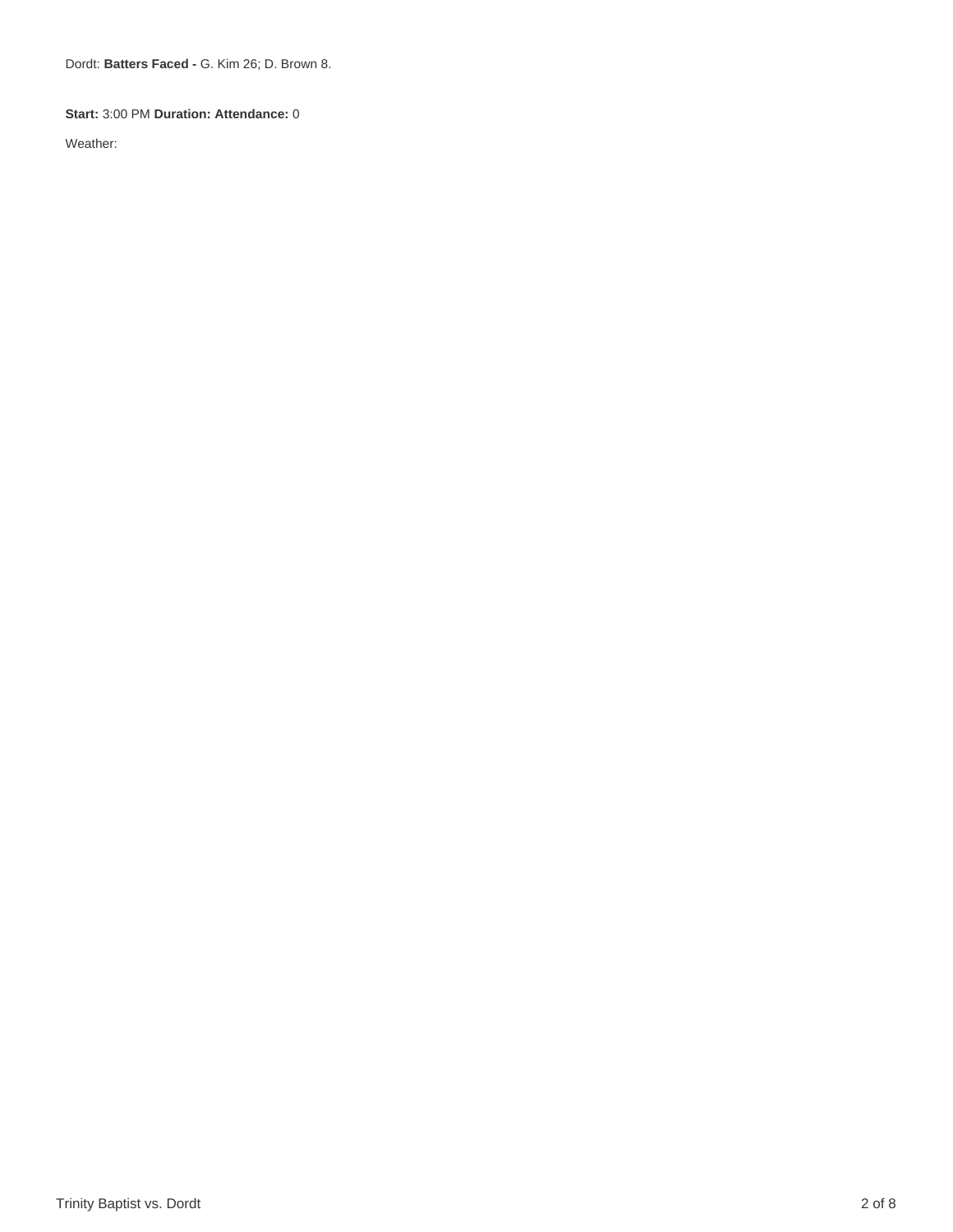Dordt: **Batters Faced -** G. Kim 26; D. Brown 8.

**Start:** 3:00 PM **Duration:** **Attendance:** 0

Weather: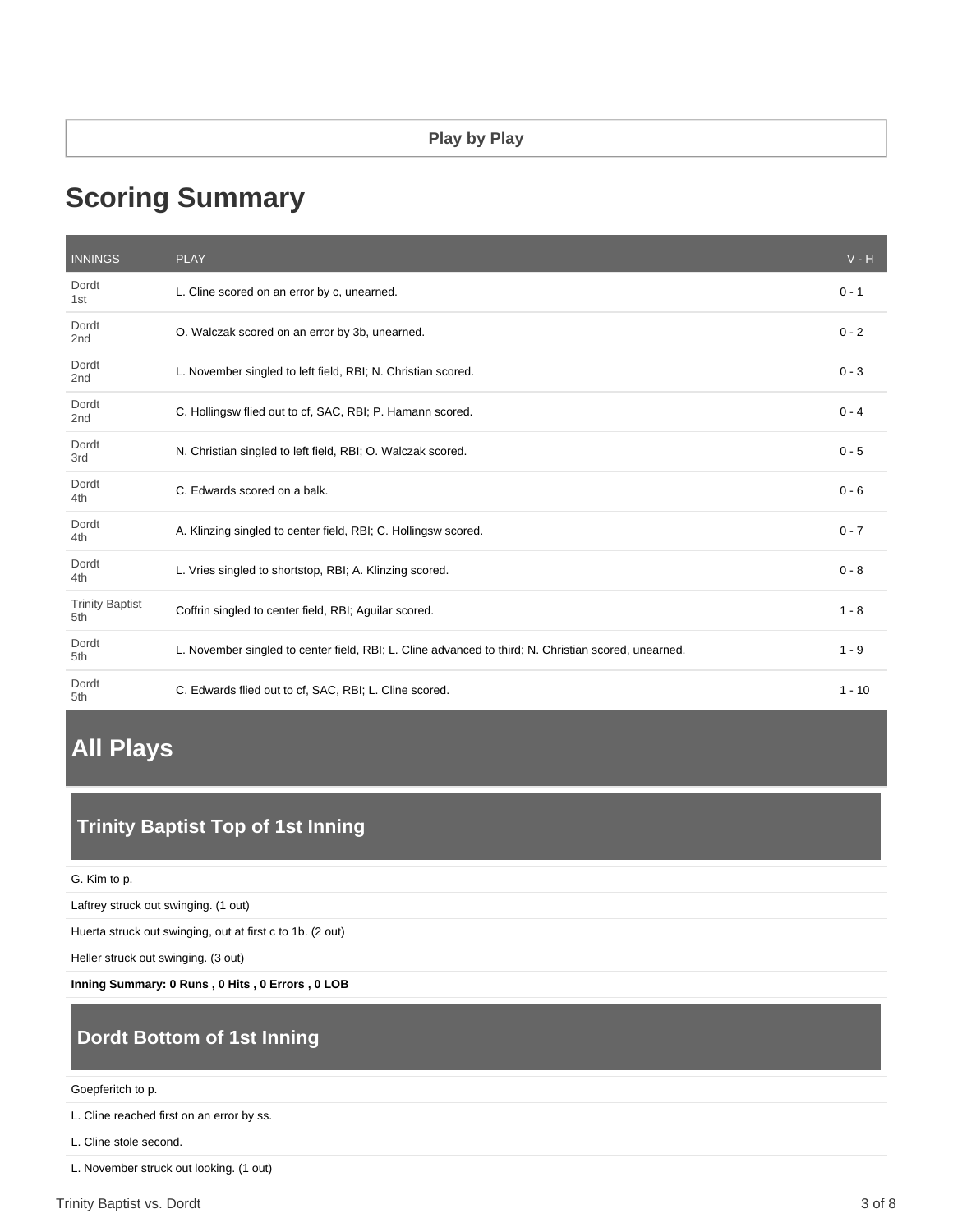**Play by Play**

# Scoring Summary

| INNINGS | PLAY | V - H |
|---|---|---|
| Dordt 1st | L. Cline scored on an error by c, unearned. | 0 - 1 |
| Dordt 2nd | O. Walczak scored on an error by 3b, unearned. | 0 - 2 |
| Dordt 2nd | L. November singled to left field, RBI; N. Christian scored. | 0 - 3 |
| Dordt 2nd | C. Hollingsw flied out to cf, SAC, RBI; P. Hamann scored. | 0 - 4 |
| Dordt 3rd | N. Christian singled to left field, RBI; O. Walczak scored. | 0 - 5 |
| Dordt 4th | C. Edwards scored on a balk. | 0 - 6 |
| Dordt 4th | A. Klinzing singled to center field, RBI; C. Hollingsw scored. | 0 - 7 |
| Dordt 4th | L. Vries singled to shortstop, RBI; A. Klinzing scored. | 0 - 8 |
| Trinity Baptist 5th | Coffrin singled to center field, RBI; Aguilar scored. | 1 - 8 |
| Dordt 5th | L. November singled to center field, RBI; L. Cline advanced to third; N. Christian scored, unearned. | 1 - 9 |
| Dordt 5th | C. Edwards flied out to cf, SAC, RBI; L. Cline scored. | 1 - 10 |

# All Plays

## Trinity Baptist Top of 1st Inning

G. Kim to p.

Laftrey struck out swinging. (1 out)

Huerta struck out swinging, out at first c to 1b. (2 out)

Heller struck out swinging. (3 out)

**Inning Summary: 0 Runs , 0 Hits , 0 Errors , 0 LOB**

## Dordt Bottom of 1st Inning

Goepferitch to p.

L. Cline reached first on an error by ss.

L. Cline stole second.

L. November struck out looking. (1 out)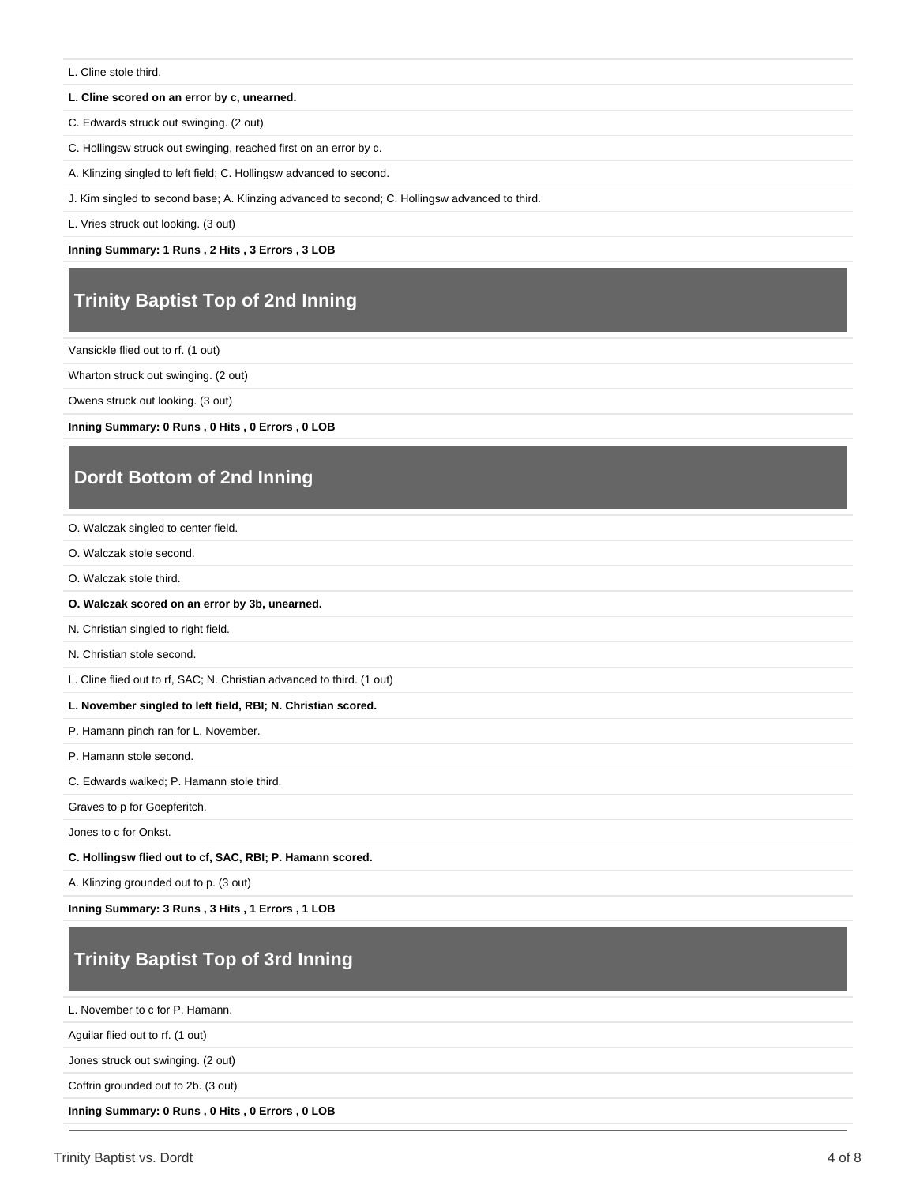L. Cline stole third.

**L. Cline scored on an error by c, unearned.**

C. Edwards struck out swinging. (2 out)

C. Hollingsw struck out swinging, reached first on an error by c.

A. Klinzing singled to left field; C. Hollingsw advanced to second.

J. Kim singled to second base; A. Klinzing advanced to second; C. Hollingsw advanced to third.

L. Vries struck out looking. (3 out)

**Inning Summary: 1 Runs , 2 Hits , 3 Errors , 3 LOB**

## Trinity Baptist Top of 2nd Inning

Vansickle flied out to rf. (1 out)

Wharton struck out swinging. (2 out)

Owens struck out looking. (3 out)

**Inning Summary: 0 Runs , 0 Hits , 0 Errors , 0 LOB**

## Dordt Bottom of 2nd Inning

O. Walczak singled to center field.

O. Walczak stole second.

O. Walczak stole third.

**O. Walczak scored on an error by 3b, unearned.**

N. Christian singled to right field.

N. Christian stole second.

L. Cline flied out to rf, SAC; N. Christian advanced to third. (1 out)

**L. November singled to left field, RBI; N. Christian scored.**

P. Hamann pinch ran for L. November.

P. Hamann stole second.

C. Edwards walked; P. Hamann stole third.

Graves to p for Goepferitch.

Jones to c for Onkst.

**C. Hollingsw flied out to cf, SAC, RBI; P. Hamann scored.**

A. Klinzing grounded out to p. (3 out)

**Inning Summary: 3 Runs , 3 Hits , 1 Errors , 1 LOB**

## Trinity Baptist Top of 3rd Inning

L. November to c for P. Hamann.

Aguilar flied out to rf. (1 out)

Jones struck out swinging. (2 out)

Coffrin grounded out to 2b. (3 out)

**Inning Summary: 0 Runs , 0 Hits , 0 Errors , 0 LOB**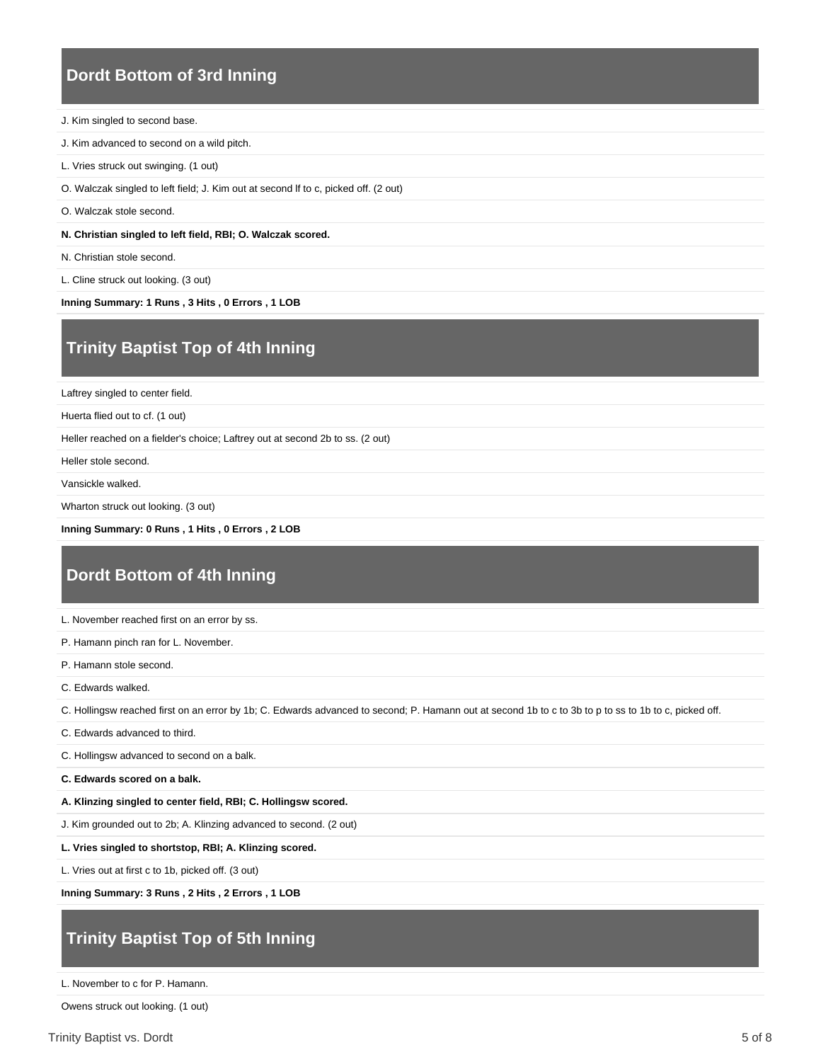## Dordt Bottom of 3rd Inning

J. Kim singled to second base.

J. Kim advanced to second on a wild pitch.

L. Vries struck out swinging. (1 out)

O. Walczak singled to left field; J. Kim out at second lf to c, picked off. (2 out)

O. Walczak stole second.

**N. Christian singled to left field, RBI; O. Walczak scored.**

N. Christian stole second.

L. Cline struck out looking. (3 out)

**Inning Summary: 1 Runs , 3 Hits , 0 Errors , 1 LOB**

## Trinity Baptist Top of 4th Inning

Laftrey singled to center field.

Huerta flied out to cf. (1 out)

Heller reached on a fielder's choice; Laftrey out at second 2b to ss. (2 out)

Heller stole second.

Vansickle walked.

Wharton struck out looking. (3 out)

**Inning Summary: 0 Runs , 1 Hits , 0 Errors , 2 LOB**

## Dordt Bottom of 4th Inning

L. November reached first on an error by ss.

P. Hamann pinch ran for L. November.

P. Hamann stole second.

C. Edwards walked.

C. Hollingsw reached first on an error by 1b; C. Edwards advanced to second; P. Hamann out at second 1b to c to 3b to p to ss to 1b to c, picked off.

C. Edwards advanced to third.

C. Hollingsw advanced to second on a balk.

**C. Edwards scored on a balk.**

**A. Klinzing singled to center field, RBI; C. Hollingsw scored.**

J. Kim grounded out to 2b; A. Klinzing advanced to second. (2 out)

**L. Vries singled to shortstop, RBI; A. Klinzing scored.**

L. Vries out at first c to 1b, picked off. (3 out)

**Inning Summary: 3 Runs , 2 Hits , 2 Errors , 1 LOB**

## Trinity Baptist Top of 5th Inning

L. November to c for P. Hamann.

Owens struck out looking. (1 out)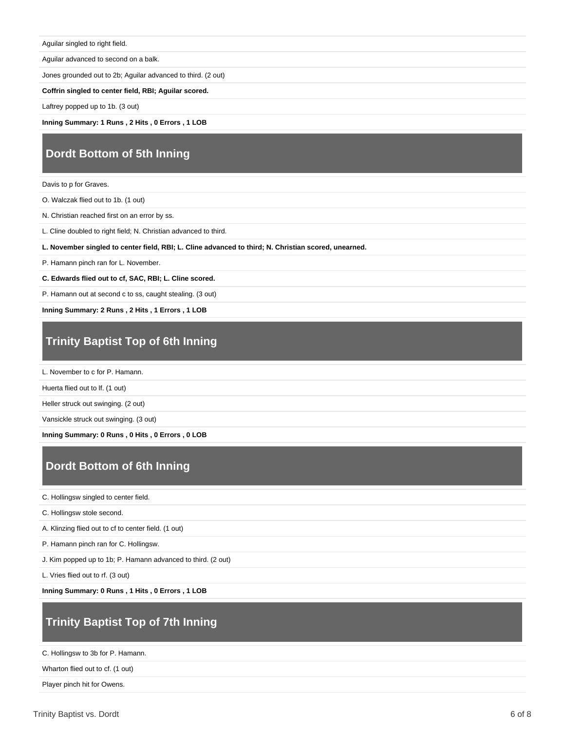Aguilar singled to right field.

Aguilar advanced to second on a balk.

Jones grounded out to 2b; Aguilar advanced to third. (2 out)

**Coffrin singled to center field, RBI; Aguilar scored.**

Laftrey popped up to 1b. (3 out)

**Inning Summary: 1 Runs , 2 Hits , 0 Errors , 1 LOB**

## Dordt Bottom of 5th Inning

Davis to p for Graves.

O. Walczak flied out to 1b. (1 out)

N. Christian reached first on an error by ss.

L. Cline doubled to right field; N. Christian advanced to third.

**L. November singled to center field, RBI; L. Cline advanced to third; N. Christian scored, unearned.**

P. Hamann pinch ran for L. November.

**C. Edwards flied out to cf, SAC, RBI; L. Cline scored.**

P. Hamann out at second c to ss, caught stealing. (3 out)

**Inning Summary: 2 Runs , 2 Hits , 1 Errors , 1 LOB**

## Trinity Baptist Top of 6th Inning

L. November to c for P. Hamann.

Huerta flied out to lf. (1 out)

Heller struck out swinging. (2 out)

Vansickle struck out swinging. (3 out)

**Inning Summary: 0 Runs , 0 Hits , 0 Errors , 0 LOB**

## Dordt Bottom of 6th Inning

C. Hollingsw singled to center field.

C. Hollingsw stole second.

A. Klinzing flied out to cf to center field. (1 out)

P. Hamann pinch ran for C. Hollingsw.

J. Kim popped up to 1b; P. Hamann advanced to third. (2 out)

L. Vries flied out to rf. (3 out)

**Inning Summary: 0 Runs , 1 Hits , 0 Errors , 1 LOB**

## Trinity Baptist Top of 7th Inning

C. Hollingsw to 3b for P. Hamann.

Wharton flied out to cf. (1 out)

Player pinch hit for Owens.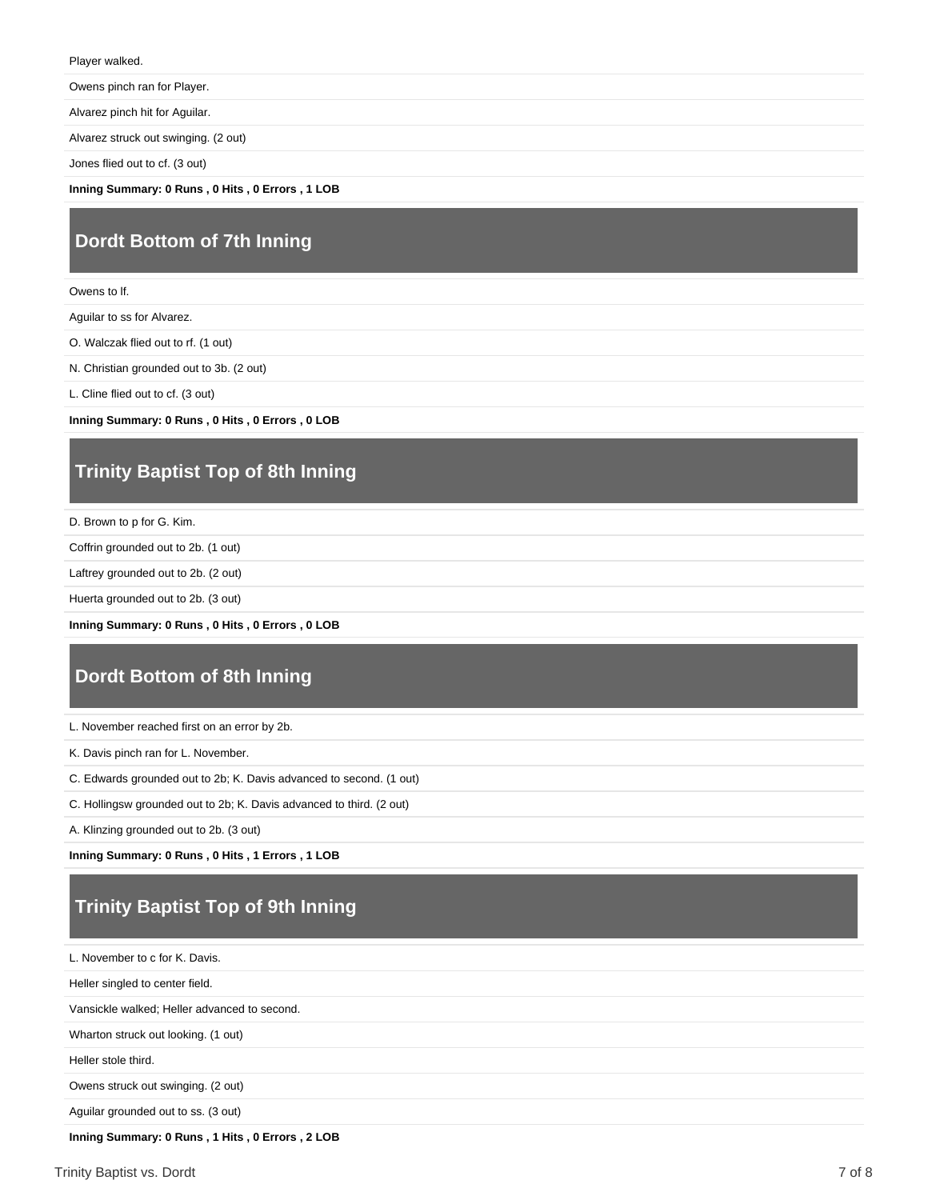Player walked.

Owens pinch ran for Player.

Alvarez pinch hit for Aguilar.

Alvarez struck out swinging. (2 out)

Jones flied out to cf. (3 out)

**Inning Summary: 0 Runs , 0 Hits , 0 Errors , 1 LOB**

## Dordt Bottom of 7th Inning

Owens to lf.

Aguilar to ss for Alvarez.

O. Walczak flied out to rf. (1 out)

N. Christian grounded out to 3b. (2 out)

L. Cline flied out to cf. (3 out)

**Inning Summary: 0 Runs , 0 Hits , 0 Errors , 0 LOB**

## Trinity Baptist Top of 8th Inning

D. Brown to p for G. Kim.

Coffrin grounded out to 2b. (1 out)

Laftrey grounded out to 2b. (2 out)

Huerta grounded out to 2b. (3 out)

**Inning Summary: 0 Runs , 0 Hits , 0 Errors , 0 LOB**

## Dordt Bottom of 8th Inning

L. November reached first on an error by 2b.

K. Davis pinch ran for L. November.

C. Edwards grounded out to 2b; K. Davis advanced to second. (1 out)

C. Hollingsw grounded out to 2b; K. Davis advanced to third. (2 out)

A. Klinzing grounded out to 2b. (3 out)

**Inning Summary: 0 Runs , 0 Hits , 1 Errors , 1 LOB**

## Trinity Baptist Top of 9th Inning

L. November to c for K. Davis.

Heller singled to center field.

Vansickle walked; Heller advanced to second.

Wharton struck out looking. (1 out)

Heller stole third.

Owens struck out swinging. (2 out)

Aguilar grounded out to ss. (3 out)

**Inning Summary: 0 Runs , 1 Hits , 0 Errors , 2 LOB**